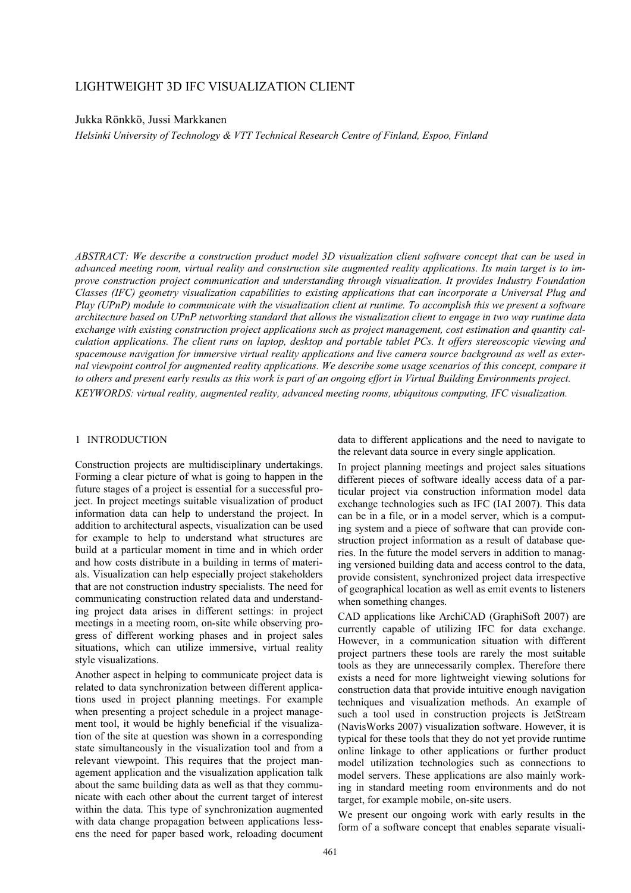# LIGHTWEIGHT 3D IFC VISUALIZATION CLIENT

Jukka Rönkkö, Jussi Markkanen

*Helsinki University of Technology & VTT Technical Research Centre of Finland, Espoo, Finland*

*ABSTRACT: We describe a construction product model 3D visualization client software concept that can be used in advanced meeting room, virtual reality and construction site augmented reality applications. Its main target is to improve construction project communication and understanding through visualization. It provides Industry Foundation Classes (IFC) geometry visualization capabilities to existing applications that can incorporate a Universal Plug and Play (UPnP) module to communicate with the visualization client at runtime. To accomplish this we present a software architecture based on UPnP networking standard that allows the visualization client to engage in two way runtime data exchange with existing construction project applications such as project management, cost estimation and quantity calculation applications. The client runs on laptop, desktop and portable tablet PCs. It offers stereoscopic viewing and spacemouse navigation for immersive virtual reality applications and live camera source background as well as external viewpoint control for augmented reality applications. We describe some usage scenarios of this concept, compare it to others and present early results as this work is part of an ongoing effort in Virtual Building Environments project.*

*KEYWORDS: virtual reality, augmented reality, advanced meeting rooms, ubiquitous computing, IFC visualization.*

## 1 INTRODUCTION

Construction projects are multidisciplinary undertakings. Forming a clear picture of what is going to happen in the future stages of a project is essential for a successful project. In project meetings suitable visualization of product information data can help to understand the project. In addition to architectural aspects, visualization can be used for example to help to understand what structures are build at a particular moment in time and in which order and how costs distribute in a building in terms of materials. Visualization can help especially project stakeholders that are not construction industry specialists. The need for communicating construction related data and understanding project data arises in different settings: in project meetings in a meeting room, on-site while observing progress of different working phases and in project sales situations, which can utilize immersive, virtual reality style visualizations.

Another aspect in helping to communicate project data is related to data synchronization between different applications used in project planning meetings. For example when presenting a project schedule in a project management tool, it would be highly beneficial if the visualization of the site at question was shown in a corresponding state simultaneously in the visualization tool and from a relevant viewpoint. This requires that the project management application and the visualization application talk about the same building data as well as that they communicate with each other about the current target of interest within the data. This type of synchronization augmented with data change propagation between applications lessens the need for paper based work, reloading document data to different applications and the need to navigate to the relevant data source in every single application.

In project planning meetings and project sales situations different pieces of software ideally access data of a particular project via construction information model data exchange technologies such as IFC (IAI 2007). This data can be in a file, or in a model server, which is a computing system and a piece of software that can provide construction project information as a result of database queries. In the future the model servers in addition to managing versioned building data and access control to the data, provide consistent, synchronized project data irrespective of geographical location as well as emit events to listeners when something changes.

CAD applications like ArchiCAD (GraphiSoft 2007) are currently capable of utilizing IFC for data exchange. However, in a communication situation with different project partners these tools are rarely the most suitable tools as they are unnecessarily complex. Therefore there exists a need for more lightweight viewing solutions for construction data that provide intuitive enough navigation techniques and visualization methods. An example of such a tool used in construction projects is JetStream (NavisWorks 2007) visualization software. However, it is typical for these tools that they do not yet provide runtime online linkage to other applications or further product model utilization technologies such as connections to model servers. These applications are also mainly working in standard meeting room environments and do not target, for example mobile, on-site users.

We present our ongoing work with early results in the form of a software concept that enables separate visuali-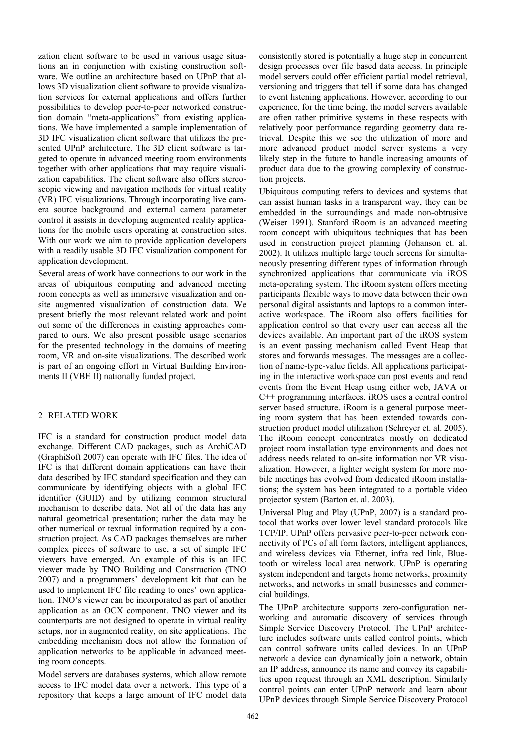zation client software to be used in various usage situations an in conjunction with existing construction software. We outline an architecture based on UPnP that allows 3D visualization client software to provide visualization services for external applications and offers further possibilities to develop peer-to-peer networked construction domain "meta-applications" from existing applications. We have implemented a sample implementation of 3D IFC visualization client software that utilizes the presented UPnP architecture. The 3D client software is targeted to operate in advanced meeting room environments together with other applications that may require visualization capabilities. The client software also offers stereoscopic viewing and navigation methods for virtual reality (VR) IFC visualizations. Through incorporating live camera source background and external camera parameter control it assists in developing augmented reality applications for the mobile users operating at construction sites. With our work we aim to provide application developers with a readily usable 3D IFC visualization component for application development.

Several areas of work have connections to our work in the areas of ubiquitous computing and advanced meeting room concepts as well as immersive visualization and on-site augmented visualization of construction data. We present briefly the most relevant related work and point out some of the differences in existing approaches compared to ours. We also present possible usage scenarios for the presented technology in the domains of meeting room, VR and on-site visualizations. The described work is part of an ongoing effort in Virtual Building Environments II (VBE II) nationally funded project.

## 2 RELATED WORK

IFC is a standard for construction product model data exchange. Different CAD packages, such as ArchiCAD (GraphiSoft 2007) can operate with IFC files. The idea of IFC is that different domain applications can have their data described by IFC standard specification and they can communicate by identifying objects with a global IFC identifier (GUID) and by utilizing common structural mechanism to describe data. Not all of the data has any natural geometrical presentation; rather the data may be other numerical or textual information required by a construction project. As CAD packages themselves are rather complex pieces of software to use, a set of simple IFC viewers have emerged. An example of this is an IFC viewer made by TNO Building and Construction (TNO 2007) and a programmers' development kit that can be used to implement IFC file reading to ones' own application. TNO's viewer can be incorporated as part of another application as an OCX component. TNO viewer and its counterparts are not designed to operate in virtual reality setups, nor in augmented reality, on site applications. The embedding mechanism does not allow the formation of application networks to be applicable in advanced meeting room concepts.

Model servers are databases systems, which allow remote access to IFC model data over a network. This type of a repository that keeps a large amount of IFC model data consistently stored is potentially a huge step in concurrent design processes over file based data access. In principle model servers could offer efficient partial model retrieval, versioning and triggers that tell if some data has changed to event listening applications. However, according to our experience, for the time being, the model servers available are often rather primitive systems in these respects with relatively poor performance regarding geometry data retrieval. Despite this we see the utilization of more and more advanced product model server systems a very likely step in the future to handle increasing amounts of product data due to the growing complexity of construction projects.

Ubiquitous computing refers to devices and systems that can assist human tasks in a transparent way, they can be embedded in the surroundings and made non-obtrusive (Weiser 1991). Stanford iRoom is an advanced meeting room concept with ubiquitous techniques that has been used in construction project planning (Johanson et. al. 2002). It utilizes multiple large touch screens for simultaneously presenting different types of information through synchronized applications that communicate via iROS meta-operating system. The iRoom system offers meeting participants flexible ways to move data between their own personal digital assistants and laptops to a common interactive workspace. The iRoom also offers facilities for application control so that every user can access all the devices available. An important part of the iROS system is an event passing mechanism called Event Heap that stores and forwards messages. The messages are a collection of name-type-value fields. All applications participating in the interactive workspace can post events and read events from the Event Heap using either web, JAVA or C++ programming interfaces. iROS uses a central control server based structure. iRoom is a general purpose meeting room system that has been extended towards construction product model utilization (Schreyer et. al. 2005). The iRoom concept concentrates mostly on dedicated project room installation type environments and does not address needs related to on-site information nor VR visualization. However, a lighter weight system for more mobile meetings has evolved from dedicated iRoom installations; the system has been integrated to a portable video projector system (Barton et. al. 2003).

Universal Plug and Play (UPnP, 2007) is a standard protocol that works over lower level standard protocols like TCP/IP. UPnP offers pervasive peer-to-peer network connectivity of PCs of all form factors, intelligent appliances, and wireless devices via Ethernet, infra red link, Bluetooth or wireless local area network. UPnP is operating system independent and targets home networks, proximity networks, and networks in small businesses and commercial buildings.

The UPnP architecture supports zero-configuration networking and automatic discovery of services through Simple Service Discovery Protocol. The UPnP architecture includes software units called control points, which can control software units called devices. In an UPnP network a device can dynamically join a network, obtain an IP address, announce its name and convey its capabilities upon request through an XML description. Similarly control points can enter UPnP network and learn about UPnP devices through Simple Service Discovery Protocol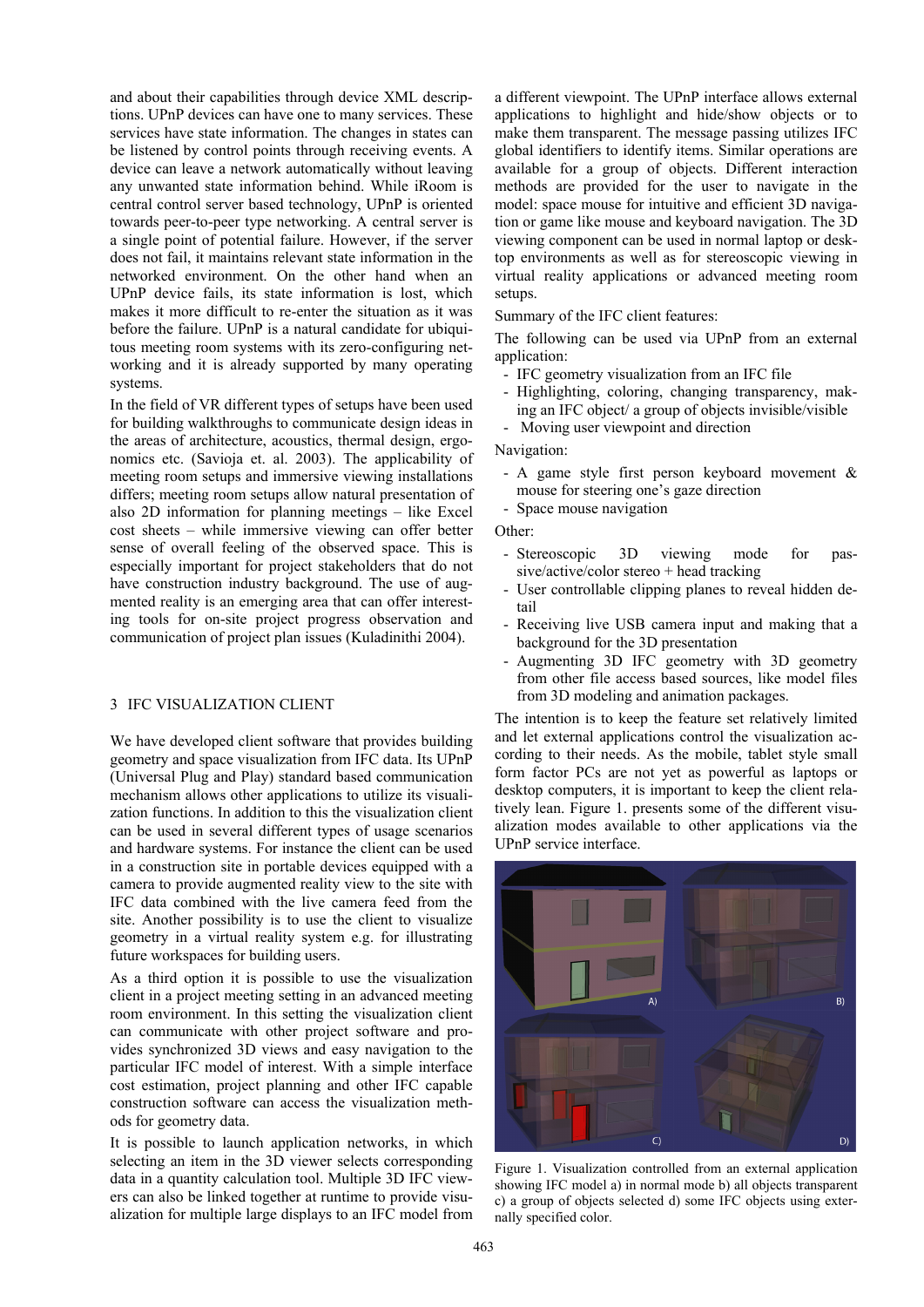and about their capabilities through device XML descriptions. UPnP devices can have one to many services. These services have state information. The changes in states can be listened by control points through receiving events. A device can leave a network automatically without leaving any unwanted state information behind. While iRoom is central control server based technology, UPnP is oriented towards peer-to-peer type networking. A central server is a single point of potential failure. However, if the server does not fail, it maintains relevant state information in the networked environment. On the other hand when an UPnP device fails, its state information is lost, which makes it more difficult to re-enter the situation as it was before the failure. UPnP is a natural candidate for ubiquitous meeting room systems with its zero-configuring networking and it is already supported by many operating systems.

In the field of VR different types of setups have been used for building walkthroughs to communicate design ideas in the areas of architecture, acoustics, thermal design, ergonomics etc. (Savioja et. al. 2003). The applicability of meeting room setups and immersive viewing installations differs; meeting room setups allow natural presentation of also 2D information for planning meetings – like Excel cost sheets – while immersive viewing can offer better sense of overall feeling of the observed space. This is especially important for project stakeholders that do not have construction industry background. The use of augmented reality is an emerging area that can offer interesting tools for on-site project progress observation and communication of project plan issues (Kuladinithi 2004).

## 3 IFC VISUALIZATION CLIENT

We have developed client software that provides building geometry and space visualization from IFC data. Its UPnP (Universal Plug and Play) standard based communication mechanism allows other applications to utilize its visualization functions. In addition to this the visualization client can be used in several different types of usage scenarios and hardware systems. For instance the client can be used in a construction site in portable devices equipped with a camera to provide augmented reality view to the site with IFC data combined with the live camera feed from the site. Another possibility is to use the client to visualize geometry in a virtual reality system e.g. for illustrating future workspaces for building users.

As a third option it is possible to use the visualization client in a project meeting setting in an advanced meeting room environment. In this setting the visualization client can communicate with other project software and provides synchronized 3D views and easy navigation to the particular IFC model of interest. With a simple interface cost estimation, project planning and other IFC capable construction software can access the visualization methods for geometry data.

It is possible to launch application networks, in which selecting an item in the 3D viewer selects corresponding data in a quantity calculation tool. Multiple 3D IFC viewers can also be linked together at runtime to provide visualization for multiple large displays to an IFC model from a different viewpoint. The UPnP interface allows external applications to highlight and hide/show objects or to make them transparent. The message passing utilizes IFC global identifiers to identify items. Similar operations are available for a group of objects. Different interaction methods are provided for the user to navigate in the model: space mouse for intuitive and efficient 3D navigation or game like mouse and keyboard navigation. The 3D viewing component can be used in normal laptop or desktop environments as well as for stereoscopic viewing in virtual reality applications or advanced meeting room setups.

Summary of the IFC client features:

The following can be used via UPnP from an external application:

- IFC geometry visualization from an IFC file
- Highlighting, coloring, changing transparency, making an IFC object/ a group of objects invisible/visible
- Moving user viewpoint and direction

Navigation:

- A game style first person keyboard movement & mouse for steering one's gaze direction
- Space mouse navigation

Other:

- Stereoscopic 3D viewing mode for passive/active/color stereo + head tracking
- User controllable clipping planes to reveal hidden detail
- Receiving live USB camera input and making that a background for the 3D presentation
- Augmenting 3D IFC geometry with 3D geometry from other file access based sources, like model files from 3D modeling and animation packages.

The intention is to keep the feature set relatively limited and let external applications control the visualization according to their needs. As the mobile, tablet style small form factor PCs are not yet as powerful as laptops or desktop computers, it is important to keep the client relatively lean. Figure 1. presents some of the different visualization modes available to other applications via the UPnP service interface.

Figure 1. Visualization controlled from an external application showing IFC model a) in normal mode b) all objects transparent c) a group of objects selected d) some IFC objects using externally specified color.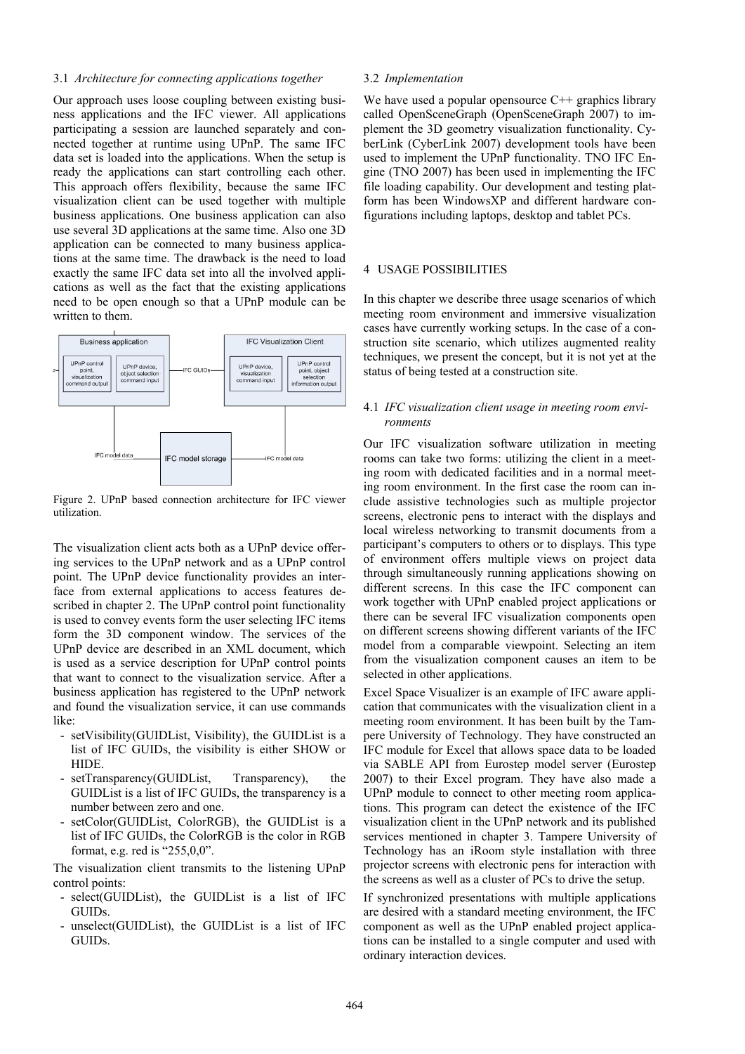### 3.1 *Architecture for connecting applications together*

Our approach uses loose coupling between existing business applications and the IFC viewer. All applications participating a session are launched separately and connected together at runtime using UPnP. The same IFC data set is loaded into the applications. When the setup is ready the applications can start controlling each other. This approach offers flexibility, because the same IFC visualization client can be used together with multiple business applications. One business application can also use several 3D applications at the same time. Also one 3D application can be connected to many business applications at the same time. The drawback is the need to load exactly the same IFC data set into all the involved applications as well as the fact that the existing applications need to be open enough so that a UPnP module can be written to them.

Figure 2. UPnP based connection architecture for IFC viewer utilization.

The visualization client acts both as a UPnP device offering services to the UPnP network and as a UPnP control point. The UPnP device functionality provides an interface from external applications to access features described in chapter 2. The UPnP control point functionality is used to convey events form the user selecting IFC items form the 3D component window. The services of the UPnP device are described in an XML document, which is used as a service description for UPnP control points that want to connect to the visualization service. After a business application has registered to the UPnP network and found the visualization service, it can use commands like:

- setVisibility(GUIDList, Visibility), the GUIDList is a list of IFC GUIDs, the visibility is either SHOW or HIDE.
- setTransparency(GUIDList, Transparency), the GUIDList is a list of IFC GUIDs, the transparency is a number between zero and one.
- setColor(GUIDList, ColorRGB), the GUIDList is a list of IFC GUIDs, the ColorRGB is the color in RGB format, e.g. red is "255,0,0".

The visualization client transmits to the listening UPnP control points:

- select(GUIDList), the GUIDList is a list of IFC GUIDs.
- unselect(GUIDList), the GUIDList is a list of IFC GUIDs.

### 3.2 *Implementation*

We have used a popular opensource C++ graphics library called OpenSceneGraph (OpenSceneGraph 2007) to implement the 3D geometry visualization functionality. CyberLink (CyberLink 2007) development tools have been used to implement the UPnP functionality. TNO IFC Engine (TNO 2007) has been used in implementing the IFC file loading capability. Our development and testing platform has been WindowsXP and different hardware configurations including laptops, desktop and tablet PCs.

## 4 USAGE POSSIBILITIES

In this chapter we describe three usage scenarios of which meeting room environment and immersive visualization cases have currently working setups. In the case of a construction site scenario, which utilizes augmented reality techniques, we present the concept, but it is not yet at the status of being tested at a construction site.

### 4.1 *IFC visualization client usage in meeting room environments*

Our IFC visualization software utilization in meeting rooms can take two forms: utilizing the client in a meeting room with dedicated facilities and in a normal meeting room environment. In the first case the room can include assistive technologies such as multiple projector screens, electronic pens to interact with the displays and local wireless networking to transmit documents from a participant's computers to others or to displays. This type of environment offers multiple views on project data through simultaneously running applications showing on different screens. In this case the IFC component can work together with UPnP enabled project applications or there can be several IFC visualization components open on different screens showing different variants of the IFC model from a comparable viewpoint. Selecting an item from the visualization component causes an item to be selected in other applications.

Excel Space Visualizer is an example of IFC aware application that communicates with the visualization client in a meeting room environment. It has been built by the Tampere University of Technology. They have constructed an IFC module for Excel that allows space data to be loaded via SABLE API from Eurostep model server (Eurostep 2007) to their Excel program. They have also made a UPnP module to connect to other meeting room applications. This program can detect the existence of the IFC visualization client in the UPnP network and its published services mentioned in chapter 3. Tampere University of Technology has an iRoom style installation with three projector screens with electronic pens for interaction with the screens as well as a cluster of PCs to drive the setup.

If synchronized presentations with multiple applications are desired with a standard meeting environment, the IFC component as well as the UPnP enabled project applications can be installed to a single computer and used with ordinary interaction devices.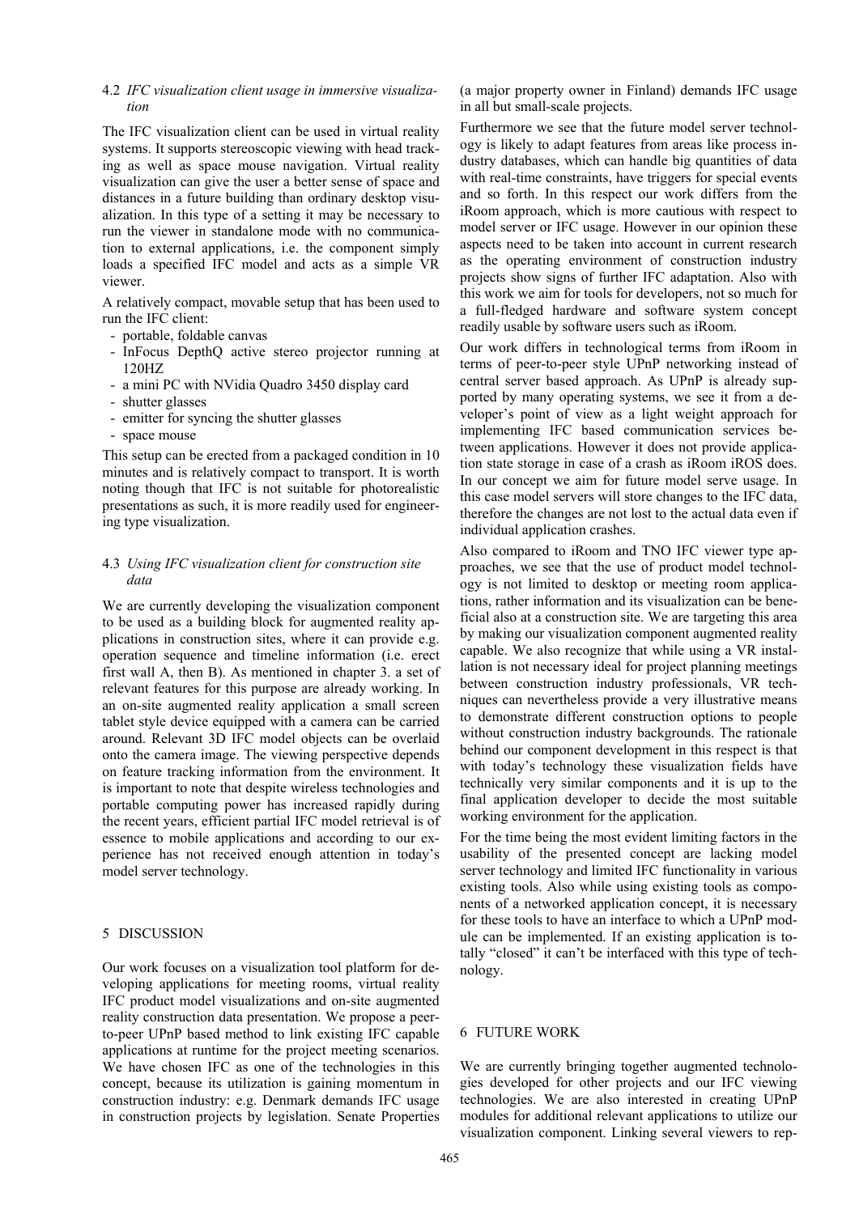### 4.2 *IFC visualization client usage in immersive visualization*

The IFC visualization client can be used in virtual reality systems. It supports stereoscopic viewing with head tracking as well as space mouse navigation. Virtual reality visualization can give the user a better sense of space and distances in a future building than ordinary desktop visualization. In this type of a setting it may be necessary to run the viewer in standalone mode with no communication to external applications, i.e. the component simply loads a specified IFC model and acts as a simple VR viewer.

A relatively compact, movable setup that has been used to run the IFC client:

- portable, foldable canvas
- InFocus DepthQ active stereo projector running at 120HZ
- a mini PC with NVidia Quadro 3450 display card
- shutter glasses
- emitter for syncing the shutter glasses
- space mouse

This setup can be erected from a packaged condition in 10 minutes and is relatively compact to transport. It is worth noting though that IFC is not suitable for photorealistic presentations as such, it is more readily used for engineering type visualization.

### 4.3 *Using IFC visualization client for construction site data*

We are currently developing the visualization component to be used as a building block for augmented reality applications in construction sites, where it can provide e.g. operation sequence and timeline information (i.e. erect first wall A, then B). As mentioned in chapter 3. a set of relevant features for this purpose are already working. In an on-site augmented reality application a small screen tablet style device equipped with a camera can be carried around. Relevant 3D IFC model objects can be overlaid onto the camera image. The viewing perspective depends on feature tracking information from the environment. It is important to note that despite wireless technologies and portable computing power has increased rapidly during the recent years, efficient partial IFC model retrieval is of essence to mobile applications and according to our experience has not received enough attention in today's model server technology.

## 5 DISCUSSION

Our work focuses on a visualization tool platform for developing applications for meeting rooms, virtual reality IFC product model visualizations and on-site augmented reality construction data presentation. We propose a peer-to-peer UPnP based method to link existing IFC capable applications at runtime for the project meeting scenarios. We have chosen IFC as one of the technologies in this concept, because its utilization is gaining momentum in construction industry: e.g. Denmark demands IFC usage in construction projects by legislation. Senate Properties (a major property owner in Finland) demands IFC usage in all but small-scale projects.

Furthermore we see that the future model server technology is likely to adapt features from areas like process industry databases, which can handle big quantities of data with real-time constraints, have triggers for special events and so forth. In this respect our work differs from the iRoom approach, which is more cautious with respect to model server or IFC usage. However in our opinion these aspects need to be taken into account in current research as the operating environment of construction industry projects show signs of further IFC adaptation. Also with this work we aim for tools for developers, not so much for a full-fledged hardware and software system concept readily usable by software users such as iRoom.

Our work differs in technological terms from iRoom in terms of peer-to-peer style UPnP networking instead of central server based approach. As UPnP is already supported by many operating systems, we see it from a developer's point of view as a light weight approach for implementing IFC based communication services between applications. However it does not provide application state storage in case of a crash as iRoom iROS does. In our concept we aim for future model serve usage. In this case model servers will store changes to the IFC data, therefore the changes are not lost to the actual data even if individual application crashes.

Also compared to iRoom and TNO IFC viewer type approaches, we see that the use of product model technology is not limited to desktop or meeting room applications, rather information and its visualization can be beneficial also at a construction site. We are targeting this area by making our visualization component augmented reality capable. We also recognize that while using a VR installation is not necessary ideal for project planning meetings between construction industry professionals, VR techniques can nevertheless provide a very illustrative means to demonstrate different construction options to people without construction industry backgrounds. The rationale behind our component development in this respect is that with today's technology these visualization fields have technically very similar components and it is up to the final application developer to decide the most suitable working environment for the application.

For the time being the most evident limiting factors in the usability of the presented concept are lacking model server technology and limited IFC functionality in various existing tools. Also while using existing tools as components of a networked application concept, it is necessary for these tools to have an interface to which a UPnP module can be implemented. If an existing application is totally "closed" it can't be interfaced with this type of technology.

## 6 FUTURE WORK

We are currently bringing together augmented technologies developed for other projects and our IFC viewing technologies. We are also interested in creating UPnP modules for additional relevant applications to utilize our visualization component. Linking several viewers to rep-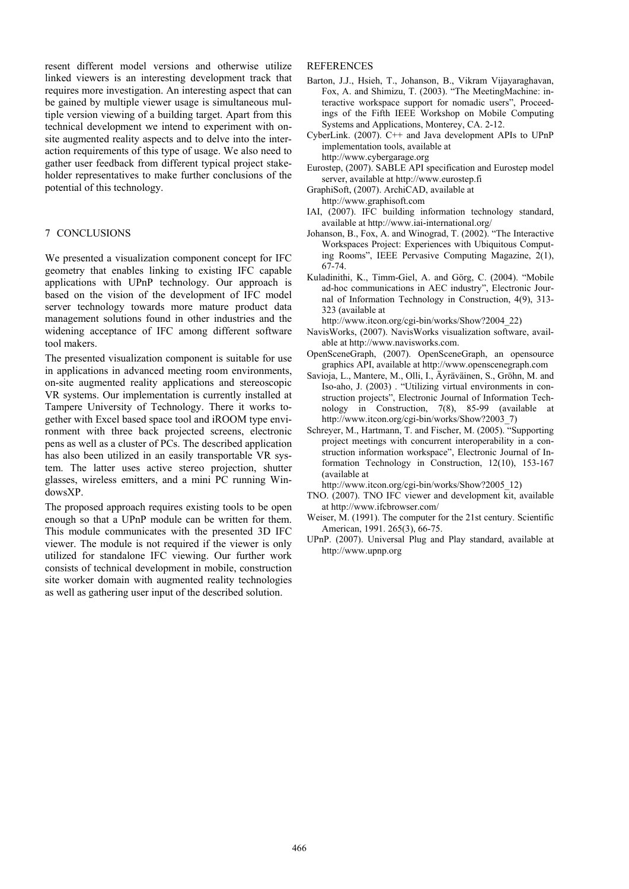resent different model versions and otherwise utilize linked viewers is an interesting development track that requires more investigation. An interesting aspect that can be gained by multiple viewer usage is simultaneous multiple version viewing of a building target. Apart from this technical development we intend to experiment with on-site augmented reality aspects and to delve into the interaction requirements of this type of usage. We also need to gather user feedback from different typical project stakeholder representatives to make further conclusions of the potential of this technology.

## 7 CONCLUSIONS

We presented a visualization component concept for IFC geometry that enables linking to existing IFC capable applications with UPnP technology. Our approach is based on the vision of the development of IFC model server technology towards more mature product data management solutions found in other industries and the widening acceptance of IFC among different software tool makers.

The presented visualization component is suitable for use in applications in advanced meeting room environments, on-site augmented reality applications and stereoscopic VR systems. Our implementation is currently installed at Tampere University of Technology. There it works together with Excel based space tool and iROOM type environment with three back projected screens, electronic pens as well as a cluster of PCs. The described application has also been utilized in an easily transportable VR system. The latter uses active stereo projection, shutter glasses, wireless emitters, and a mini PC running WindowsXP.

The proposed approach requires existing tools to be open enough so that a UPnP module can be written for them. This module communicates with the presented 3D IFC viewer. The module is not required if the viewer is only utilized for standalone IFC viewing. Our further work consists of technical development in mobile, construction site worker domain with augmented reality technologies as well as gathering user input of the described solution.

## REFERENCES

Barton, J.J., Hsieh, T., Johanson, B., Vikram Vijayaraghavan, Fox, A. and Shimizu, T. (2003). "The MeetingMachine: interactive workspace support for nomadic users", Proceedings of the Fifth IEEE Workshop on Mobile Computing Systems and Applications, Monterey, CA. 2-12.

CyberLink. (2007). C++ and Java development APIs to UPnP implementation tools, available at http://www.cybergarage.org

Eurostep, (2007). SABLE API specification and Eurostep model server, available at http://www.eurostep.fi

GraphiSoft, (2007). ArchiCAD, available at http://www.graphisoft.com

IAI, (2007). IFC building information technology standard, available at http://www.iai-international.org/

Johanson, B., Fox, A. and Winograd, T. (2002). "The Interactive Workspaces Project: Experiences with Ubiquitous Computing Rooms", IEEE Pervasive Computing Magazine, 2(1), 67-74.

Kuladinithi, K., Timm-Giel, A. and Görg, C. (2004). "Mobile ad-hoc communications in AEC industry", Electronic Journal of Information Technology in Construction, 4(9), 313-323 (available at http://www.itcon.org/cgi-bin/works/Show?2004_22)

NavisWorks, (2007). NavisWorks visualization software, available at http://www.navisworks.com.

OpenSceneGraph, (2007). OpenSceneGraph, an opensource graphics API, available at http://www.openscenegraph.com

Savioja, L., Mantere, M., Olli, I., Äyräväinen, S., Gröhn, M. and Iso-aho, J. (2003) . "Utilizing virtual environments in construction projects", Electronic Journal of Information Technology in Construction, 7(8), 85-99 (available at http://www.itcon.org/cgi-bin/works/Show?2003_7)

Schreyer, M., Hartmann, T. and Fischer, M. (2005). "Supporting project meetings with concurrent interoperability in a construction information workspace", Electronic Journal of Information Technology in Construction, 12(10), 153-167 (available at http://www.itcon.org/cgi-bin/works/Show?2005_12)

TNO. (2007). TNO IFC viewer and development kit, available at http://www.ifcbrowser.com/

Weiser, M. (1991). The computer for the 21st century. Scientific American, 1991. 265(3), 66-75.

UPnP. (2007). Universal Plug and Play standard, available at http://www.upnp.org